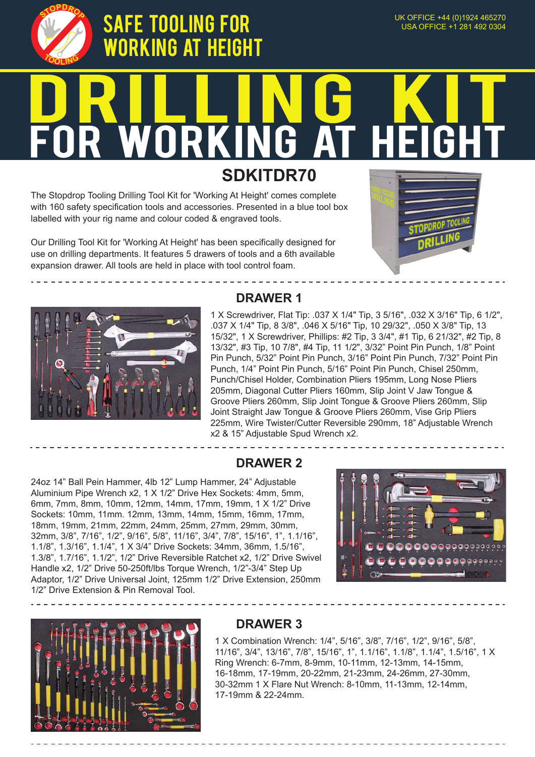# SAFE TOOLING FOR WORKING AT HEIGHT

UK OFFICE +44 (0)1924 465270
USA OFFICE +1 281 492 0304

# DRILLING KIT FOR WORKING AT HEIGHT

## SDKITDR70

The Stopdrop Tooling Drilling Tool Kit for 'Working At Height' comes complete with 160 safety specification tools and accessories. Presented in a blue tool box labelled with your rig name and colour coded & engraved tools.

Our Drilling Tool Kit for 'Working At Height' has been specifically designed for use on drilling departments. It features 5 drawers of tools and a 6th available expansion drawer. All tools are held in place with tool control foam.

## DRAWER 1

1 X Screwdriver, Flat Tip: .037 X 1/4" Tip, 3 5/16", .032 X 3/16" Tip, 6 1/2", .037 X 1/4" Tip, 8 3/8", .046 X 5/16" Tip, 10 29/32", .050 X 3/8" Tip, 13 15/32", 1 X Screwdriver, Phillips: #2 Tip, 3 3/4", #1 Tip, 6 21/32", #2 Tip, 8 13/32", #3 Tip, 10 7/8", #4 Tip, 11 1/2", 3/32" Point Pin Punch, 1/8" Point Pin Punch, 5/32" Point Pin Punch, 3/16" Point Pin Punch, 7/32" Point Pin Punch, 1/4" Point Pin Punch, 5/16" Point Pin Punch, Chisel 250mm, Punch/Chisel Holder, Combination Pliers 195mm, Long Nose Pliers 205mm, Diagonal Cutter Pliers 160mm, Slip Joint V Jaw Tongue & Groove Pliers 260mm, Slip Joint Tongue & Groove Pliers 260mm, Slip Joint Straight Jaw Tongue & Groove Pliers 260mm, Vise Grip Pliers 225mm, Wire Twister/Cutter Reversible 290mm, 18" Adjustable Wrench x2 & 15" Adjustable Spud Wrench x2.

## DRAWER 2

24oz 14" Ball Pein Hammer, 4lb 12" Lump Hammer, 24" Adjustable Aluminium Pipe Wrench x2, 1 X 1/2" Drive Hex Sockets: 4mm, 5mm, 6mm, 7mm, 8mm, 10mm, 12mm, 14mm, 17mm, 19mm, 1 X 1/2" Drive Sockets: 10mm, 11mm. 12mm, 13mm, 14mm, 15mm, 16mm, 17mm, 18mm, 19mm, 21mm, 22mm, 24mm, 25mm, 27mm, 29mm, 30mm, 32mm, 3/8", 7/16", 1/2", 9/16", 5/8", 11/16", 3/4", 7/8", 15/16", 1", 1.1/16", 1.1/8", 1.3/16", 1.1/4", 1 X 3/4" Drive Sockets: 34mm, 36mm, 1.5/16", 1.3/8", 1.7/16", 1.1/2", 1/2" Drive Reversible Ratchet x2, 1/2" Drive Swivel Handle x2, 1/2" Drive 50-250ft/lbs Torque Wrench, 1/2"-3/4" Step Up Adaptor, 1/2" Drive Universal Joint, 125mm 1/2" Drive Extension, 250mm 1/2" Drive Extension & Pin Removal Tool.

## DRAWER 3

1 X Combination Wrench: 1/4", 5/16", 3/8", 7/16", 1/2", 9/16", 5/8", 11/16", 3/4", 13/16", 7/8", 15/16", 1", 1.1/16", 1.1/8", 1.1/4", 1.5/16", 1 X Ring Wrench: 6-7mm, 8-9mm, 10-11mm, 12-13mm, 14-15mm, 16-18mm, 17-19mm, 20-22mm, 21-23mm, 24-26mm, 27-30mm, 30-32mm 1 X Flare Nut Wrench: 8-10mm, 11-13mm, 12-14mm, 17-19mm & 22-24mm.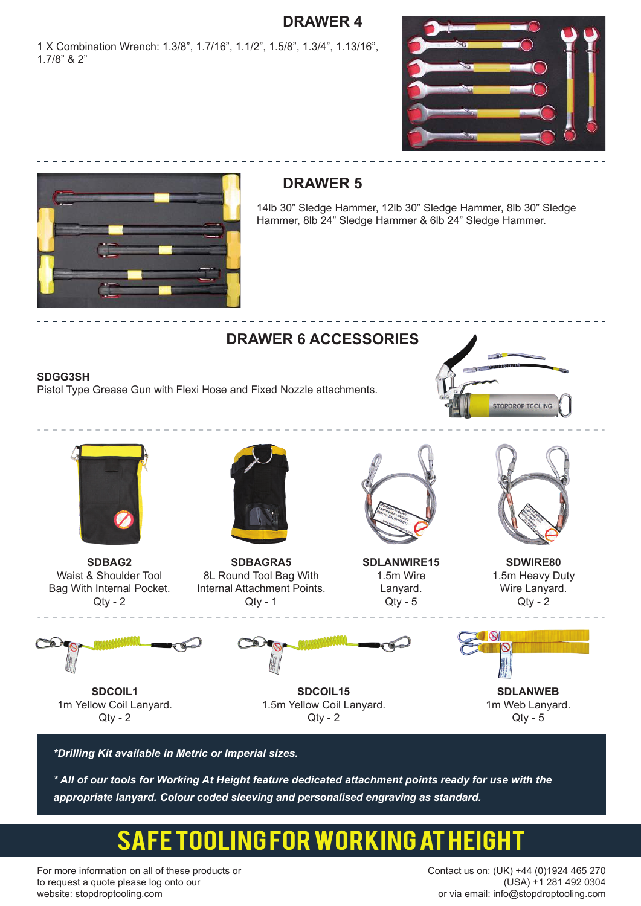## DRAWER 4

1 X Combination Wrench: 1.3/8", 1.7/16", 1.1/2", 1.5/8", 1.3/4", 1.13/16", 1.7/8" & 2"

## DRAWER 5

14lb 30" Sledge Hammer, 12lb 30" Sledge Hammer, 8lb 30" Sledge Hammer, 8lb 24" Sledge Hammer & 6lb 24" Sledge Hammer.

## DRAWER 6 ACCESSORIES

**SDGG3SH**
Pistol Type Grease Gun with Flexi Hose and Fixed Nozzle attachments.

**SDBAG2**
Waist & Shoulder Tool Bag With Internal Pocket.
Qty - 2

**SDBAGRA5**
8L Round Tool Bag With Internal Attachment Points.
Qty - 1

**SDLANWIRE15**
1.5m Wire Lanyard.
Qty - 5

**SDWIRE80**
1.5m Heavy Duty Wire Lanyard.
Qty - 2

**SDCOIL1**
1m Yellow Coil Lanyard.
Qty - 2

**SDCOIL15**
1.5m Yellow Coil Lanyard.
Qty - 2

**SDLANWEB**
1m Web Lanyard.
Qty - 5

***Drilling Kit available in Metric or Imperial sizes.***

***\* All of our tools for Working At Height feature dedicated attachment points ready for use with the appropriate lanyard. Colour coded sleeving and personalised engraving as standard.***

# SAFE TOOLING FOR WORKING AT HEIGHT

For more information on all of these products or to request a quote please log onto our website: stopdroptooling.com

Contact us on: (UK) +44 (0)1924 465 270
(USA) +1 281 492 0304
or via email: info@stopdroptooling.com